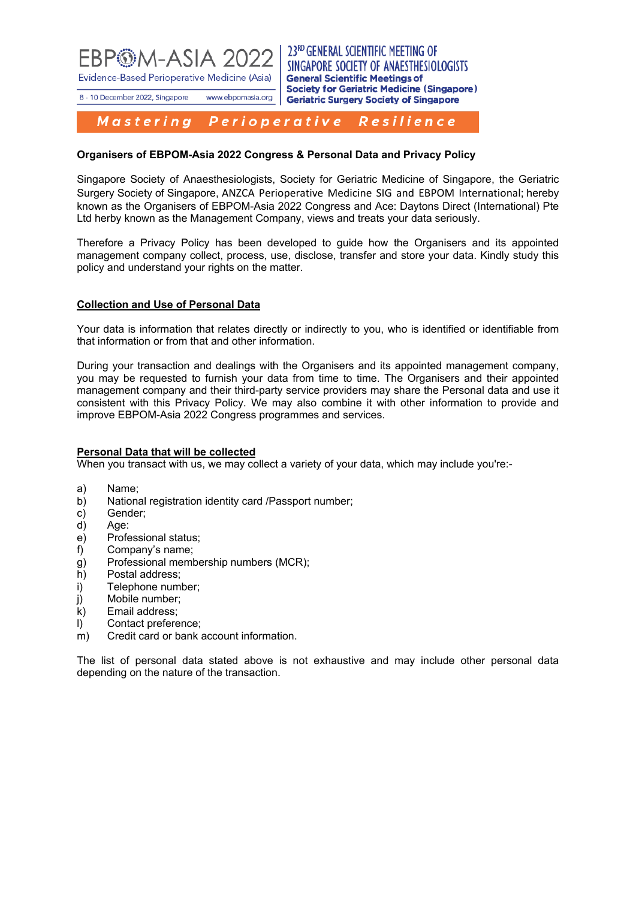EBPOM-ASIA 2022
Evidence-Based Perioperative Medicine (Asia)
8 - 10 December 2022, Singapore www.ebpomasia.org

23RD GENERAL SCIENTIFIC MEETING OF SINGAPORE SOCIETY OF ANAESTHESIOLOGISTS
General Scientific Meetings of
Society for Geriatric Medicine (Singapore)
Geriatric Surgery Society of Singapore

**Mastering Perioperative Resilience**

**Organisers of EBPOM-Asia 2022 Congress & Personal Data and Privacy Policy**

Singapore Society of Anaesthesiologists, Society for Geriatric Medicine of Singapore, the Geriatric Surgery Society of Singapore, ANZCA Perioperative Medicine SIG and EBPOM International; hereby known as the Organisers of EBPOM-Asia 2022 Congress and Ace: Daytons Direct (International) Pte Ltd herby known as the Management Company, views and treats your data seriously.

Therefore a Privacy Policy has been developed to guide how the Organisers and its appointed management company collect, process, use, disclose, transfer and store your data. Kindly study this policy and understand your rights on the matter.

**Collection and Use of Personal Data**

Your data is information that relates directly or indirectly to you, who is identified or identifiable from that information or from that and other information.

During your transaction and dealings with the Organisers and its appointed management company, you may be requested to furnish your data from time to time. The Organisers and their appointed management company and their third-party service providers may share the Personal data and use it consistent with this Privacy Policy. We may also combine it with other information to provide and improve EBPOM-Asia 2022 Congress programmes and services.

**Personal Data that will be collected**

When you transact with us, we may collect a variety of your data, which may include you're:-

a) Name;
b) National registration identity card /Passport number;
c) Gender;
d) Age:
e) Professional status;
f) Company's name;
g) Professional membership numbers (MCR);
h) Postal address;
i) Telephone number;
j) Mobile number;
k) Email address;
l) Contact preference;
m) Credit card or bank account information.

The list of personal data stated above is not exhaustive and may include other personal data depending on the nature of the transaction.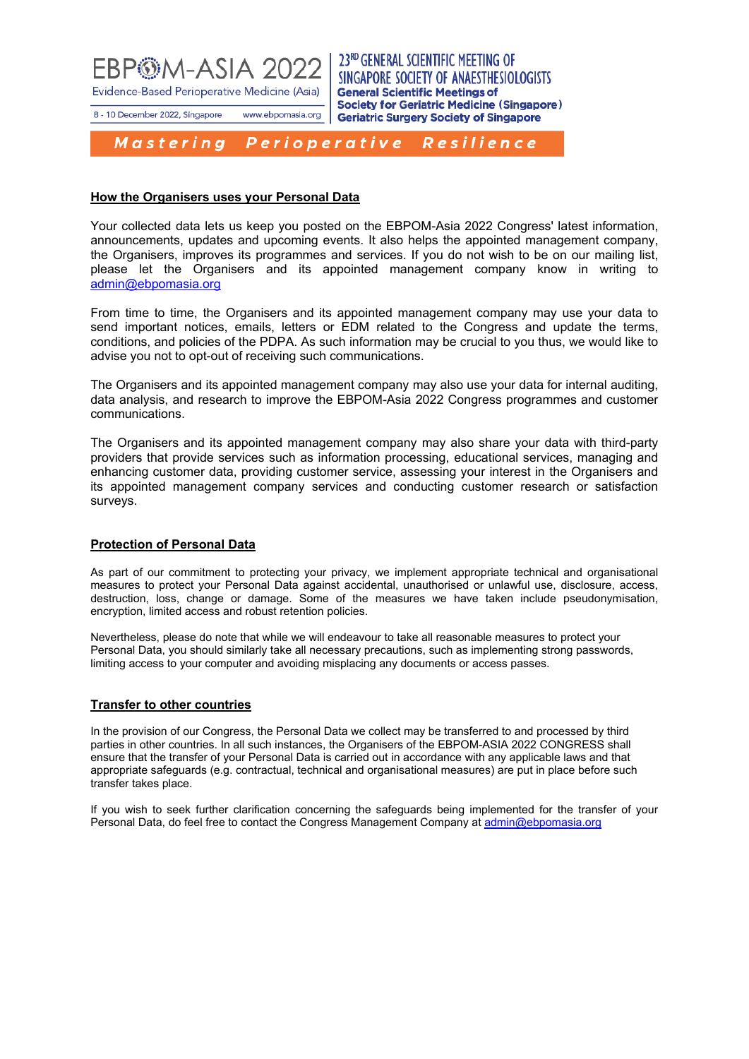## How the Organisers uses your Personal Data

Your collected data lets us keep you posted on the EBPOM-Asia 2022 Congress' latest information, announcements, updates and upcoming events. It also helps the appointed management company, the Organisers, improves its programmes and services. If you do not wish to be on our mailing list, please let the Organisers and its appointed management company know in writing to admin@ebpomasia.org

From time to time, the Organisers and its appointed management company may use your data to send important notices, emails, letters or EDM related to the Congress and update the terms, conditions, and policies of the PDPA. As such information may be crucial to you thus, we would like to advise you not to opt-out of receiving such communications.

The Organisers and its appointed management company may also use your data for internal auditing, data analysis, and research to improve the EBPOM-Asia 2022 Congress programmes and customer communications.

The Organisers and its appointed management company may also share your data with third-party providers that provide services such as information processing, educational services, managing and enhancing customer data, providing customer service, assessing your interest in the Organisers and its appointed management company services and conducting customer research or satisfaction surveys.

## Protection of Personal Data

As part of our commitment to protecting your privacy, we implement appropriate technical and organisational measures to protect your Personal Data against accidental, unauthorised or unlawful use, disclosure, access, destruction, loss, change or damage. Some of the measures we have taken include pseudonymisation, encryption, limited access and robust retention policies.

Nevertheless, please do note that while we will endeavour to take all reasonable measures to protect your Personal Data, you should similarly take all necessary precautions, such as implementing strong passwords, limiting access to your computer and avoiding misplacing any documents or access passes.

## Transfer to other countries

In the provision of our Congress, the Personal Data we collect may be transferred to and processed by third parties in other countries. In all such instances, the Organisers of the EBPOM-ASIA 2022 CONGRESS shall ensure that the transfer of your Personal Data is carried out in accordance with any applicable laws and that appropriate safeguards (e.g. contractual, technical and organisational measures) are put in place before such transfer takes place.

If you wish to seek further clarification concerning the safeguards being implemented for the transfer of your Personal Data, do feel free to contact the Congress Management Company at admin@ebpomasia.org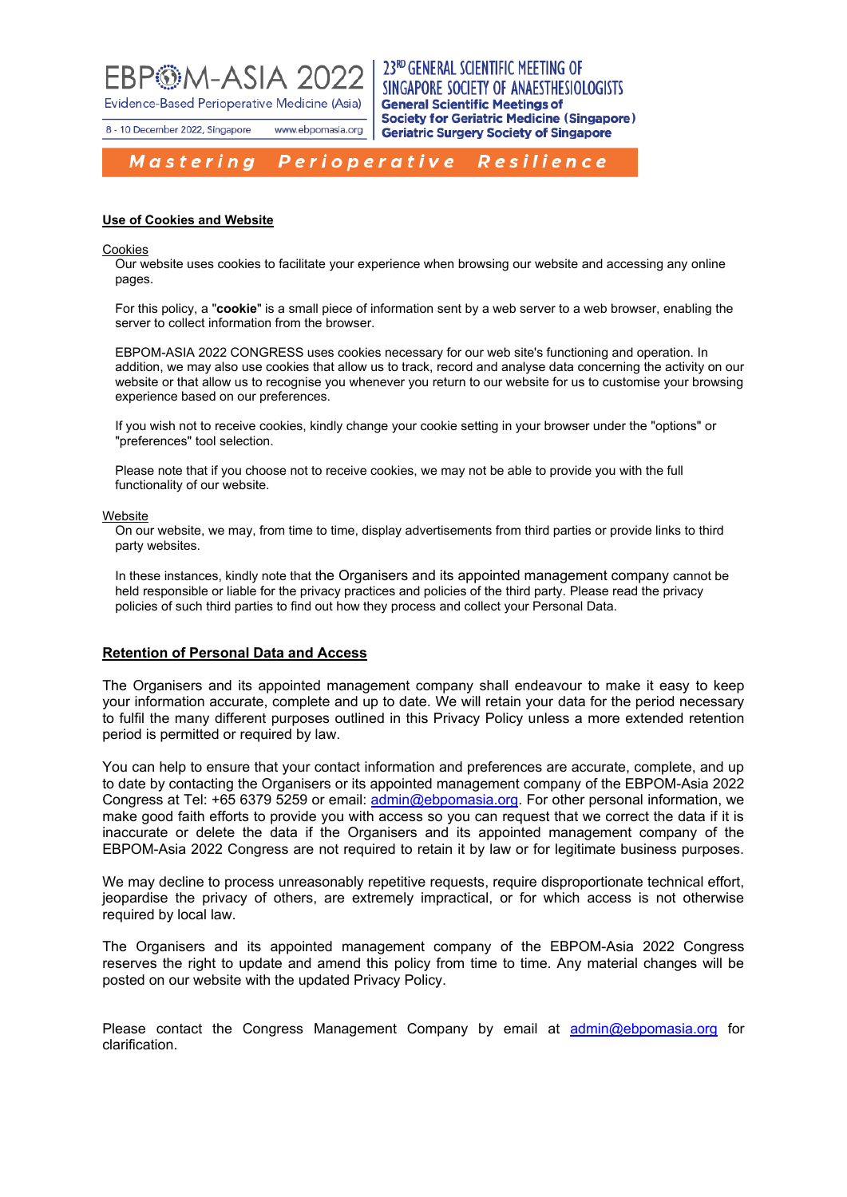## Use of Cookies and Website

Cookies

Our website uses cookies to facilitate your experience when browsing our website and accessing any online pages.

For this policy, a "**cookie**" is a small piece of information sent by a web server to a web browser, enabling the server to collect information from the browser.

EBPOM-ASIA 2022 CONGRESS uses cookies necessary for our web site's functioning and operation. In addition, we may also use cookies that allow us to track, record and analyse data concerning the activity on our website or that allow us to recognise you whenever you return to our website for us to customise your browsing experience based on our preferences.

If you wish not to receive cookies, kindly change your cookie setting in your browser under the "options" or "preferences" tool selection.

Please note that if you choose not to receive cookies, we may not be able to provide you with the full functionality of our website.

Website

On our website, we may, from time to time, display advertisements from third parties or provide links to third party websites.

In these instances, kindly note that the Organisers and its appointed management company cannot be held responsible or liable for the privacy practices and policies of the third party. Please read the privacy policies of such third parties to find out how they process and collect your Personal Data.

## Retention of Personal Data and Access

The Organisers and its appointed management company shall endeavour to make it easy to keep your information accurate, complete and up to date. We will retain your data for the period necessary to fulfil the many different purposes outlined in this Privacy Policy unless a more extended retention period is permitted or required by law.

You can help to ensure that your contact information and preferences are accurate, complete, and up to date by contacting the Organisers or its appointed management company of the EBPOM-Asia 2022 Congress at Tel: +65 6379 5259 or email: admin@ebpomasia.org. For other personal information, we make good faith efforts to provide you with access so you can request that we correct the data if it is inaccurate or delete the data if the Organisers and its appointed management company of the EBPOM-Asia 2022 Congress are not required to retain it by law or for legitimate business purposes.

We may decline to process unreasonably repetitive requests, require disproportionate technical effort, jeopardise the privacy of others, are extremely impractical, or for which access is not otherwise required by local law.

The Organisers and its appointed management company of the EBPOM-Asia 2022 Congress reserves the right to update and amend this policy from time to time. Any material changes will be posted on our website with the updated Privacy Policy.

Please contact the Congress Management Company by email at admin@ebpomasia.org for clarification.